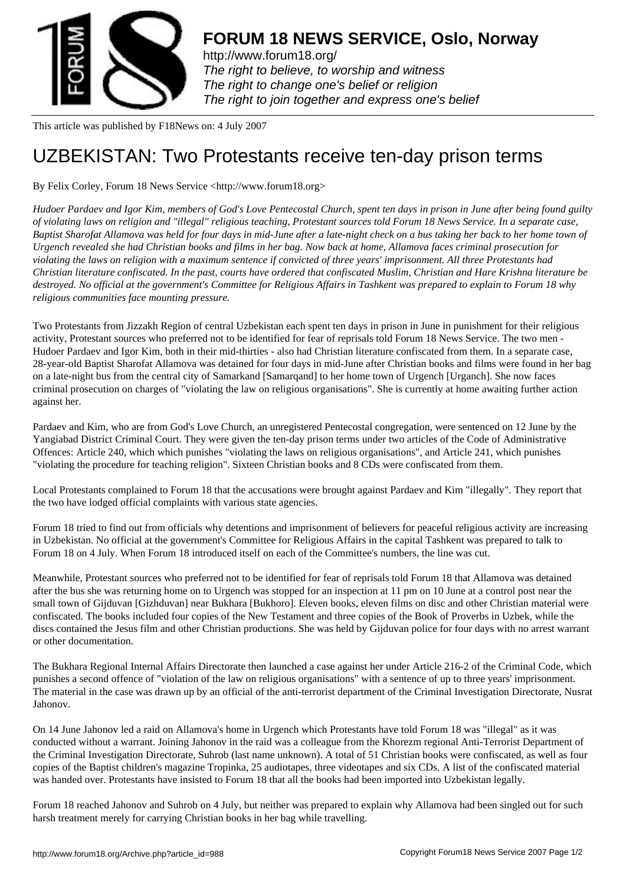# FORUM 18 NEWS SERVICE, Oslo, Norway

http://www.forum18.org/
*The right to believe, to worship and witness*
*The right to change one's belief or religion*
*The right to join together and express one's belief*

This article was published by F18News on: 4 July 2007

# UZBEKISTAN: Two Protestants receive ten-day prison terms

By Felix Corley, Forum 18 News Service <http://www.forum18.org>

*Hudoer Pardaev and Igor Kim, members of God's Love Pentecostal Church, spent ten days in prison in June after being found guilty of violating laws on religion and "illegal" religious teaching, Protestant sources told Forum 18 News Service. In a separate case, Baptist Sharofat Allamova was held for four days in mid-June after a late-night check on a bus taking her back to her home town of Urgench revealed she had Christian books and films in her bag. Now back at home, Allamova faces criminal prosecution for violating the laws on religion with a maximum sentence if convicted of three years' imprisonment. All three Protestants had Christian literature confiscated. In the past, courts have ordered that confiscated Muslim, Christian and Hare Krishna literature be destroyed. No official at the government's Committee for Religious Affairs in Tashkent was prepared to explain to Forum 18 why religious communities face mounting pressure.*

Two Protestants from Jizzakh Region of central Uzbekistan each spent ten days in prison in June in punishment for their religious activity, Protestant sources who preferred not to be identified for fear of reprisals told Forum 18 News Service. The two men - Hudoer Pardaev and Igor Kim, both in their mid-thirties - also had Christian literature confiscated from them. In a separate case, 28-year-old Baptist Sharofat Allamova was detained for four days in mid-June after Christian books and films were found in her bag on a late-night bus from the central city of Samarkand [Samarqand] to her home town of Urgench [Urganch]. She now faces criminal prosecution on charges of "violating the law on religious organisations". She is currently at home awaiting further action against her.

Pardaev and Kim, who are from God's Love Church, an unregistered Pentecostal congregation, were sentenced on 12 June by the Yangiabad District Criminal Court. They were given the ten-day prison terms under two articles of the Code of Administrative Offences: Article 240, which which punishes "violating the laws on religious organisations", and Article 241, which punishes "violating the procedure for teaching religion". Sixteen Christian books and 8 CDs were confiscated from them.

Local Protestants complained to Forum 18 that the accusations were brought against Pardaev and Kim "illegally". They report that the two have lodged official complaints with various state agencies.

Forum 18 tried to find out from officials why detentions and imprisonment of believers for peaceful religious activity are increasing in Uzbekistan. No official at the government's Committee for Religious Affairs in the capital Tashkent was prepared to talk to Forum 18 on 4 July. When Forum 18 introduced itself on each of the Committee's numbers, the line was cut.

Meanwhile, Protestant sources who preferred not to be identified for fear of reprisals told Forum 18 that Allamova was detained after the bus she was returning home on to Urgench was stopped for an inspection at 11 pm on 10 June at a control post near the small town of Gijduvan [Gizhduvan] near Bukhara [Bukhoro]. Eleven books, eleven films on disc and other Christian material were confiscated. The books included four copies of the New Testament and three copies of the Book of Proverbs in Uzbek, while the discs contained the Jesus film and other Christian productions. She was held by Gijduvan police for four days with no arrest warrant or other documentation.

The Bukhara Regional Internal Affairs Directorate then launched a case against her under Article 216-2 of the Criminal Code, which punishes a second offence of "violation of the law on religious organisations" with a sentence of up to three years' imprisonment. The material in the case was drawn up by an official of the anti-terrorist department of the Criminal Investigation Directorate, Nusrat Jahonov.

On 14 June Jahonov led a raid on Allamova's home in Urgench which Protestants have told Forum 18 was "illegal" as it was conducted without a warrant. Joining Jahonov in the raid was a colleague from the Khorezm regional Anti-Terrorist Department of the Criminal Investigation Directorate, Suhrob (last name unknown). A total of 51 Christian books were confiscated, as well as four copies of the Baptist children's magazine Tropinka, 25 audiotapes, three videotapes and six CDs. A list of the confiscated material was handed over. Protestants have insisted to Forum 18 that all the books had been imported into Uzbekistan legally.

Forum 18 reached Jahonov and Suhrob on 4 July, but neither was prepared to explain why Allamova had been singled out for such harsh treatment merely for carrying Christian books in her bag while travelling.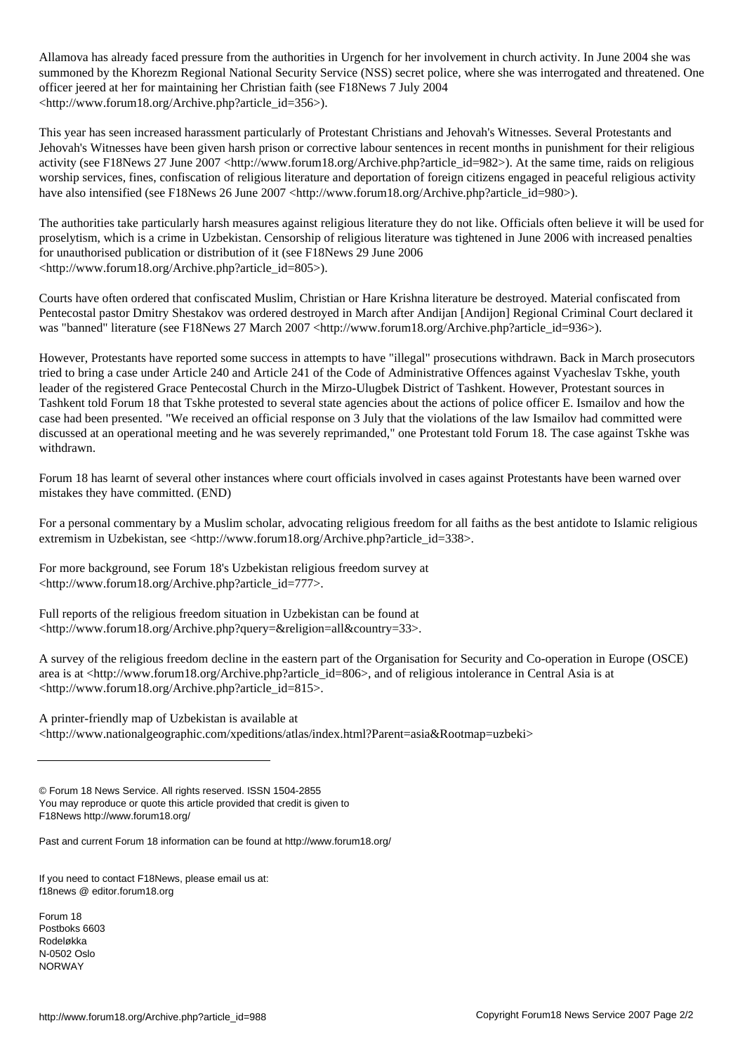Allamova has already faced pressure from the authorities in Urgench for her involvement in church activity. In June 2004 she was summoned by the Khorezm Regional National Security Service (NSS) secret police, where she was interrogated and threatened. One officer jeered at her for maintaining her Christian faith (see F18News 7 July 2004 <http://www.forum18.org/Archive.php?article_id=356>).

This year has seen increased harassment particularly of Protestant Christians and Jehovah's Witnesses. Several Protestants and Jehovah's Witnesses have been given harsh prison or corrective labour sentences in recent months in punishment for their religious activity (see F18News 27 June 2007 <http://www.forum18.org/Archive.php?article_id=982>). At the same time, raids on religious worship services, fines, confiscation of religious literature and deportation of foreign citizens engaged in peaceful religious activity have also intensified (see F18News 26 June 2007 <http://www.forum18.org/Archive.php?article_id=980>).

The authorities take particularly harsh measures against religious literature they do not like. Officials often believe it will be used for proselytism, which is a crime in Uzbekistan. Censorship of religious literature was tightened in June 2006 with increased penalties for unauthorised publication or distribution of it (see F18News 29 June 2006 <http://www.forum18.org/Archive.php?article_id=805>).

Courts have often ordered that confiscated Muslim, Christian or Hare Krishna literature be destroyed. Material confiscated from Pentecostal pastor Dmitry Shestakov was ordered destroyed in March after Andijan [Andijon] Regional Criminal Court declared it was "banned" literature (see F18News 27 March 2007 <http://www.forum18.org/Archive.php?article_id=936>).

However, Protestants have reported some success in attempts to have "illegal" prosecutions withdrawn. Back in March prosecutors tried to bring a case under Article 240 and Article 241 of the Code of Administrative Offences against Vyacheslav Tskhe, youth leader of the registered Grace Pentecostal Church in the Mirzo-Ulugbek District of Tashkent. However, Protestant sources in Tashkent told Forum 18 that Tskhe protested to several state agencies about the actions of police officer E. Ismailov and how the case had been presented. "We received an official response on 3 July that the violations of the law Ismailov had committed were discussed at an operational meeting and he was severely reprimanded," one Protestant told Forum 18. The case against Tskhe was withdrawn.

Forum 18 has learnt of several other instances where court officials involved in cases against Protestants have been warned over mistakes they have committed. (END)

For a personal commentary by a Muslim scholar, advocating religious freedom for all faiths as the best antidote to Islamic religious extremism in Uzbekistan, see <http://www.forum18.org/Archive.php?article_id=338>.

For more background, see Forum 18's Uzbekistan religious freedom survey at <http://www.forum18.org/Archive.php?article_id=777>.

Full reports of the religious freedom situation in Uzbekistan can be found at <http://www.forum18.org/Archive.php?query=&religion=all&country=33>.

A survey of the religious freedom decline in the eastern part of the Organisation for Security and Co-operation in Europe (OSCE) area is at <http://www.forum18.org/Archive.php?article_id=806>, and of religious intolerance in Central Asia is at <http://www.forum18.org/Archive.php?article_id=815>.

A printer-friendly map of Uzbekistan is available at <http://www.nationalgeographic.com/xpeditions/atlas/index.html?Parent=asia&Rootmap=uzbeki>

---

© Forum 18 News Service. All rights reserved. ISSN 1504-2855
You may reproduce or quote this article provided that credit is given to F18News http://www.forum18.org/

Past and current Forum 18 information can be found at http://www.forum18.org/

If you need to contact F18News, please email us at:
f18news @ editor.forum18.org

Forum 18
Postboks 6603
Rodeløkka
N-0502 Oslo
NORWAY